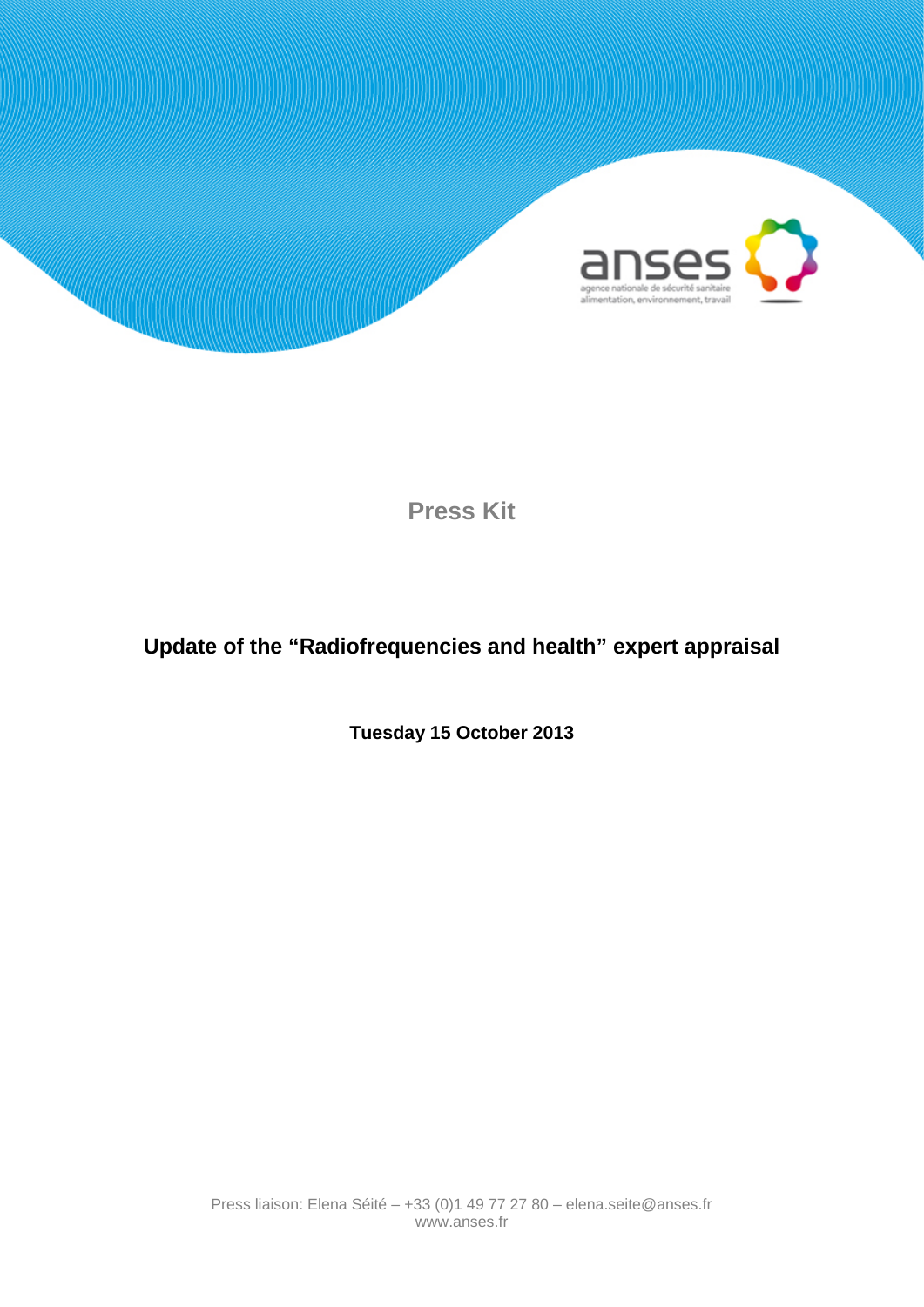anses

agence nationale de sécurité sanitaire
alimentation, environnement, travail

# Press Kit

## Update of the "Radiofrequencies and health" expert appraisal

**Tuesday 15 October 2013**

Press liaison: Elena Séité – +33 (0)1 49 77 27 80 – elena.seite@anses.fr
www.anses.fr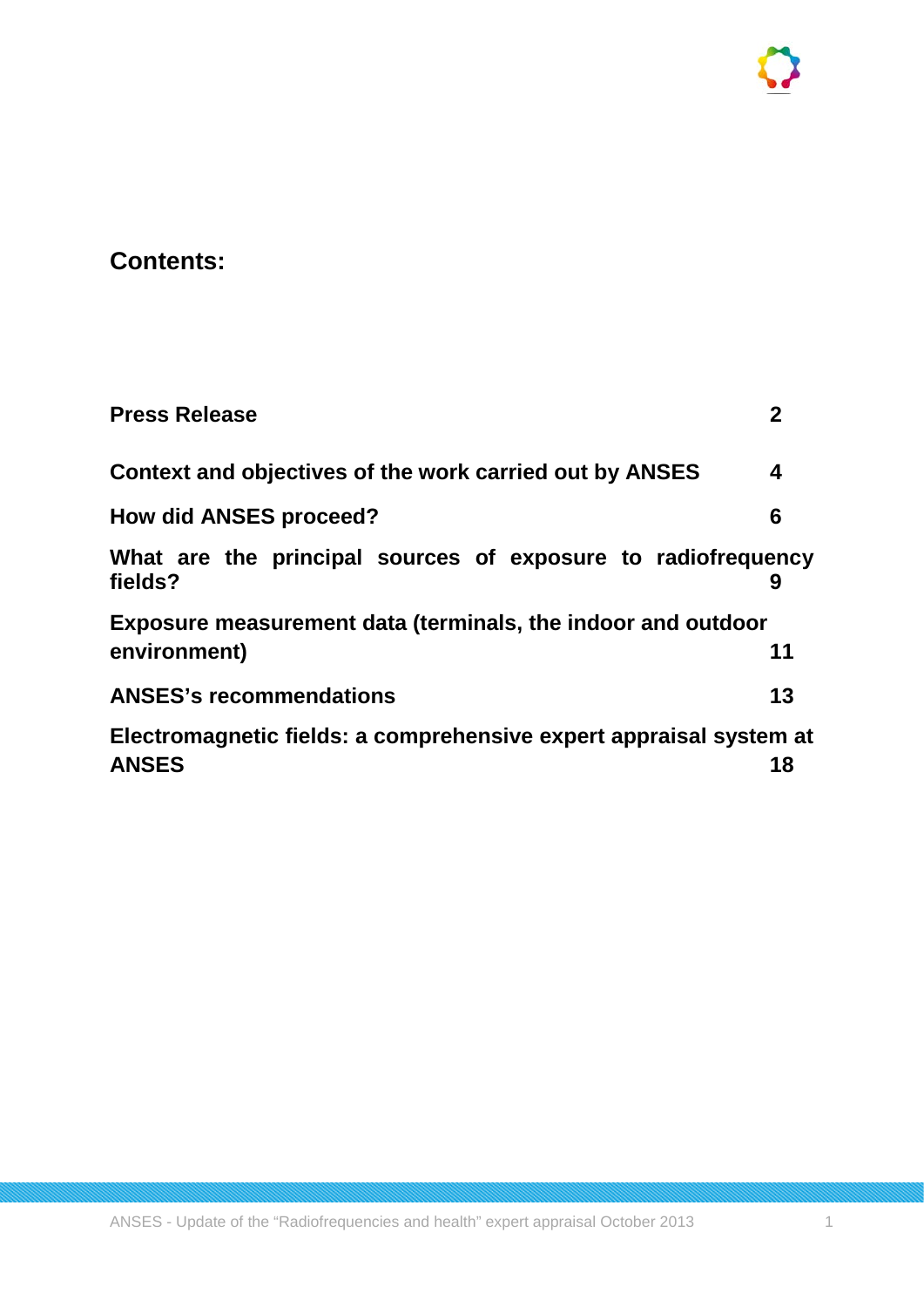## Contents:

| | |
|---|---|
| **Press Release** | **2** |
| **Context and objectives of the work carried out by ANSES** | **4** |
| **How did ANSES proceed?** | **6** |
| **What are the principal sources of exposure to radiofrequency fields?** | **9** |
| **Exposure measurement data (terminals, the indoor and outdoor environment)** | **11** |
| **ANSES's recommendations** | **13** |
| **Electromagnetic fields: a comprehensive expert appraisal system at ANSES** | **18** |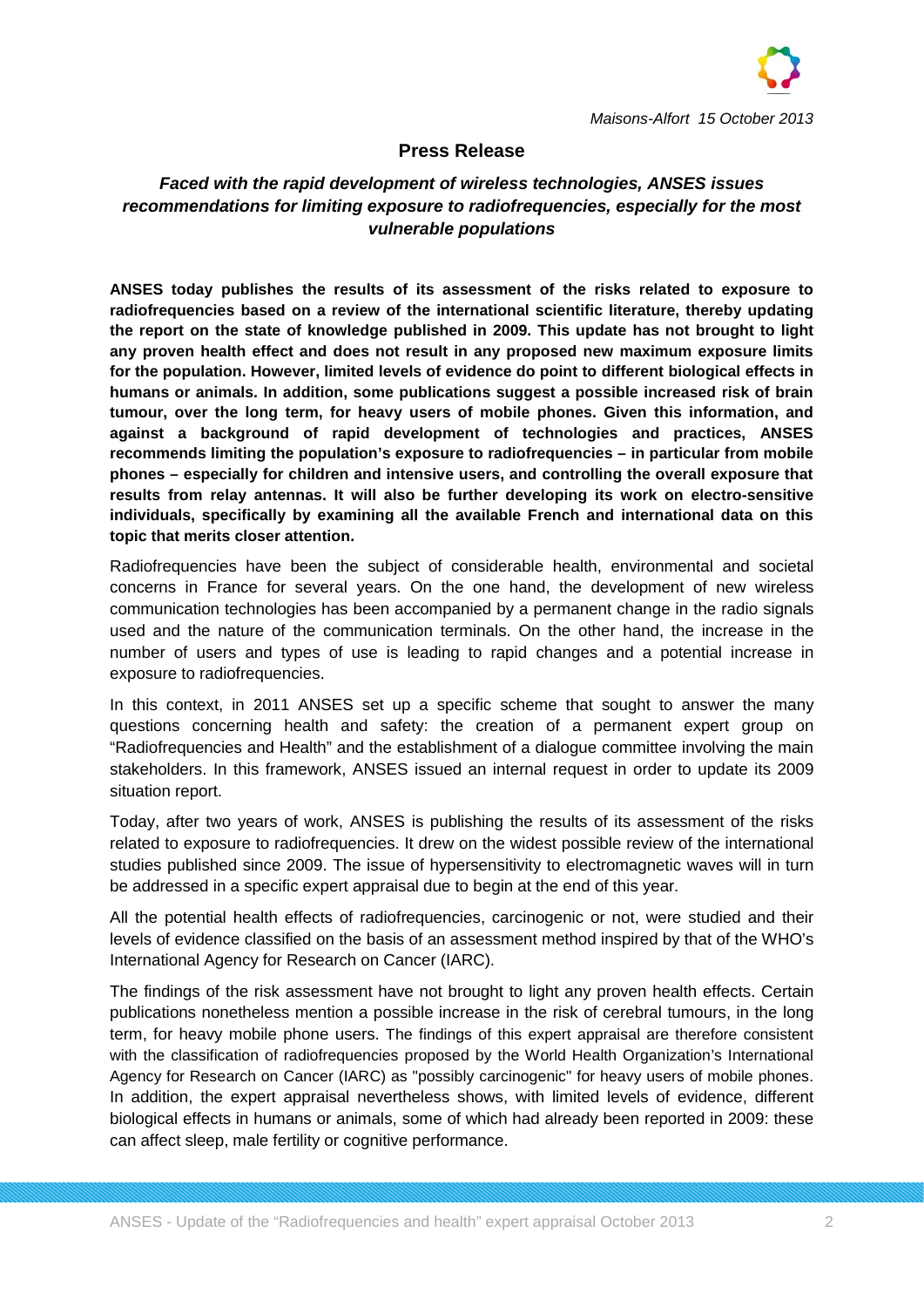*Maisons-Alfort 15 October 2013*

## Press Release

### *Faced with the rapid development of wireless technologies, ANSES issues recommendations for limiting exposure to radiofrequencies, especially for the most vulnerable populations*

**ANSES today publishes the results of its assessment of the risks related to exposure to radiofrequencies based on a review of the international scientific literature, thereby updating the report on the state of knowledge published in 2009. This update has not brought to light any proven health effect and does not result in any proposed new maximum exposure limits for the population. However, limited levels of evidence do point to different biological effects in humans or animals. In addition, some publications suggest a possible increased risk of brain tumour, over the long term, for heavy users of mobile phones. Given this information, and against a background of rapid development of technologies and practices, ANSES recommends limiting the population's exposure to radiofrequencies – in particular from mobile phones – especially for children and intensive users, and controlling the overall exposure that results from relay antennas. It will also be further developing its work on electro-sensitive individuals, specifically by examining all the available French and international data on this topic that merits closer attention.**

Radiofrequencies have been the subject of considerable health, environmental and societal concerns in France for several years. On the one hand, the development of new wireless communication technologies has been accompanied by a permanent change in the radio signals used and the nature of the communication terminals. On the other hand, the increase in the number of users and types of use is leading to rapid changes and a potential increase in exposure to radiofrequencies.

In this context, in 2011 ANSES set up a specific scheme that sought to answer the many questions concerning health and safety: the creation of a permanent expert group on "Radiofrequencies and Health" and the establishment of a dialogue committee involving the main stakeholders. In this framework, ANSES issued an internal request in order to update its 2009 situation report.

Today, after two years of work, ANSES is publishing the results of its assessment of the risks related to exposure to radiofrequencies. It drew on the widest possible review of the international studies published since 2009. The issue of hypersensitivity to electromagnetic waves will in turn be addressed in a specific expert appraisal due to begin at the end of this year.

All the potential health effects of radiofrequencies, carcinogenic or not, were studied and their levels of evidence classified on the basis of an assessment method inspired by that of the WHO's International Agency for Research on Cancer (IARC).

The findings of the risk assessment have not brought to light any proven health effects. Certain publications nonetheless mention a possible increase in the risk of cerebral tumours, in the long term, for heavy mobile phone users. The findings of this expert appraisal are therefore consistent with the classification of radiofrequencies proposed by the World Health Organization's International Agency for Research on Cancer (IARC) as "possibly carcinogenic" for heavy users of mobile phones. In addition, the expert appraisal nevertheless shows, with limited levels of evidence, different biological effects in humans or animals, some of which had already been reported in 2009: these can affect sleep, male fertility or cognitive performance.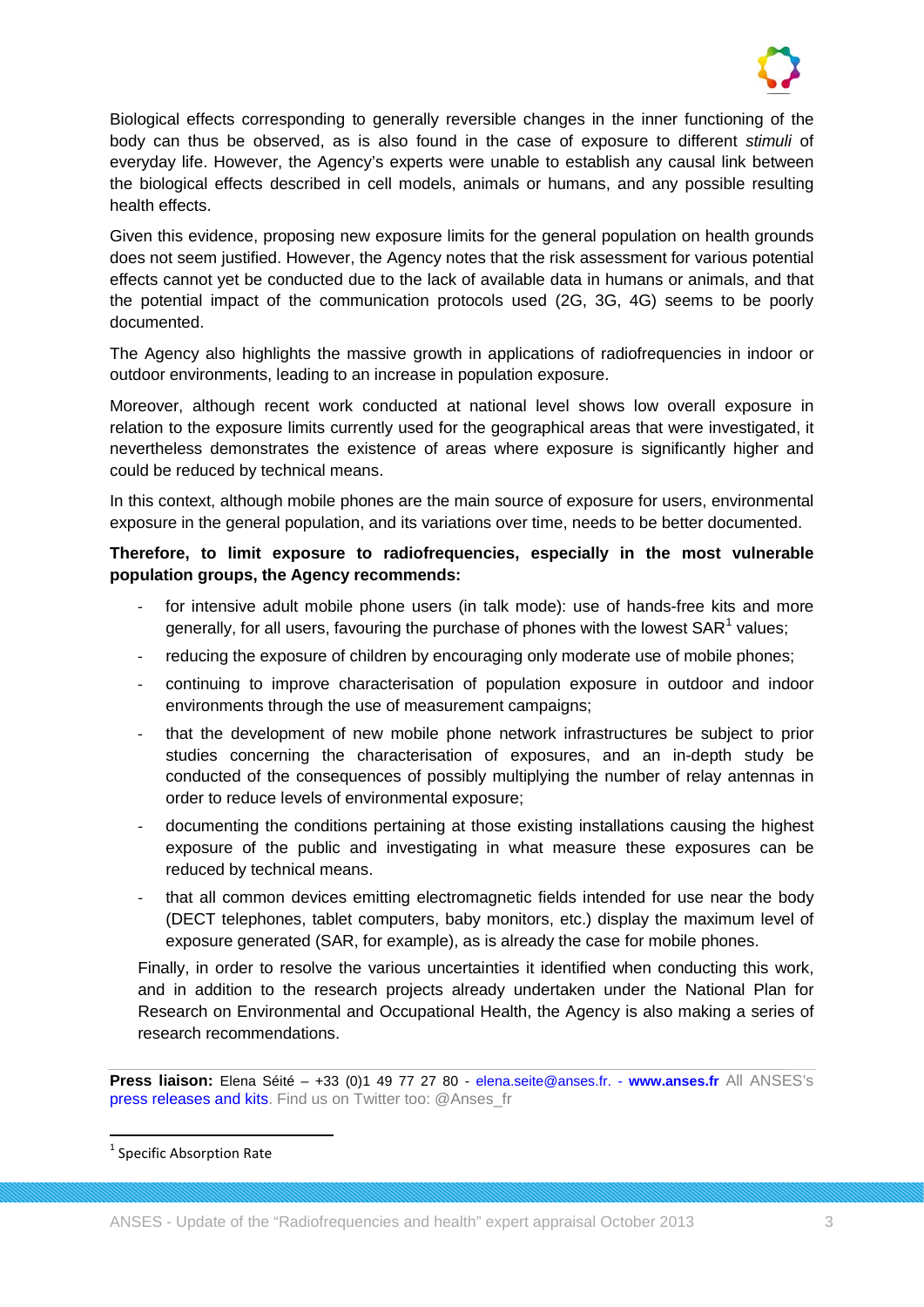Biological effects corresponding to generally reversible changes in the inner functioning of the body can thus be observed, as is also found in the case of exposure to different *stimuli* of everyday life. However, the Agency's experts were unable to establish any causal link between the biological effects described in cell models, animals or humans, and any possible resulting health effects.

Given this evidence, proposing new exposure limits for the general population on health grounds does not seem justified. However, the Agency notes that the risk assessment for various potential effects cannot yet be conducted due to the lack of available data in humans or animals, and that the potential impact of the communication protocols used (2G, 3G, 4G) seems to be poorly documented.

The Agency also highlights the massive growth in applications of radiofrequencies in indoor or outdoor environments, leading to an increase in population exposure.

Moreover, although recent work conducted at national level shows low overall exposure in relation to the exposure limits currently used for the geographical areas that were investigated, it nevertheless demonstrates the existence of areas where exposure is significantly higher and could be reduced by technical means.

In this context, although mobile phones are the main source of exposure for users, environmental exposure in the general population, and its variations over time, needs to be better documented.

**Therefore, to limit exposure to radiofrequencies, especially in the most vulnerable population groups, the Agency recommends:**

- for intensive adult mobile phone users (in talk mode): use of hands-free kits and more generally, for all users, favouring the purchase of phones with the lowest SAR[1] values;
- reducing the exposure of children by encouraging only moderate use of mobile phones;
- continuing to improve characterisation of population exposure in outdoor and indoor environments through the use of measurement campaigns;
- that the development of new mobile phone network infrastructures be subject to prior studies concerning the characterisation of exposures, and an in-depth study be conducted of the consequences of possibly multiplying the number of relay antennas in order to reduce levels of environmental exposure;
- documenting the conditions pertaining at those existing installations causing the highest exposure of the public and investigating in what measure these exposures can be reduced by technical means.
- that all common devices emitting electromagnetic fields intended for use near the body (DECT telephones, tablet computers, baby monitors, etc.) display the maximum level of exposure generated (SAR, for example), as is already the case for mobile phones.

Finally, in order to resolve the various uncertainties it identified when conducting this work, and in addition to the research projects already undertaken under the National Plan for Research on Environmental and Occupational Health, the Agency is also making a series of research recommendations.

**Press liaison:** Elena Séité – +33 (0)1 49 77 27 80 - elena.seite@anses.fr. - **www.anses.fr** All ANSES's press releases and kits. Find us on Twitter too: @Anses_fr

[1] Specific Absorption Rate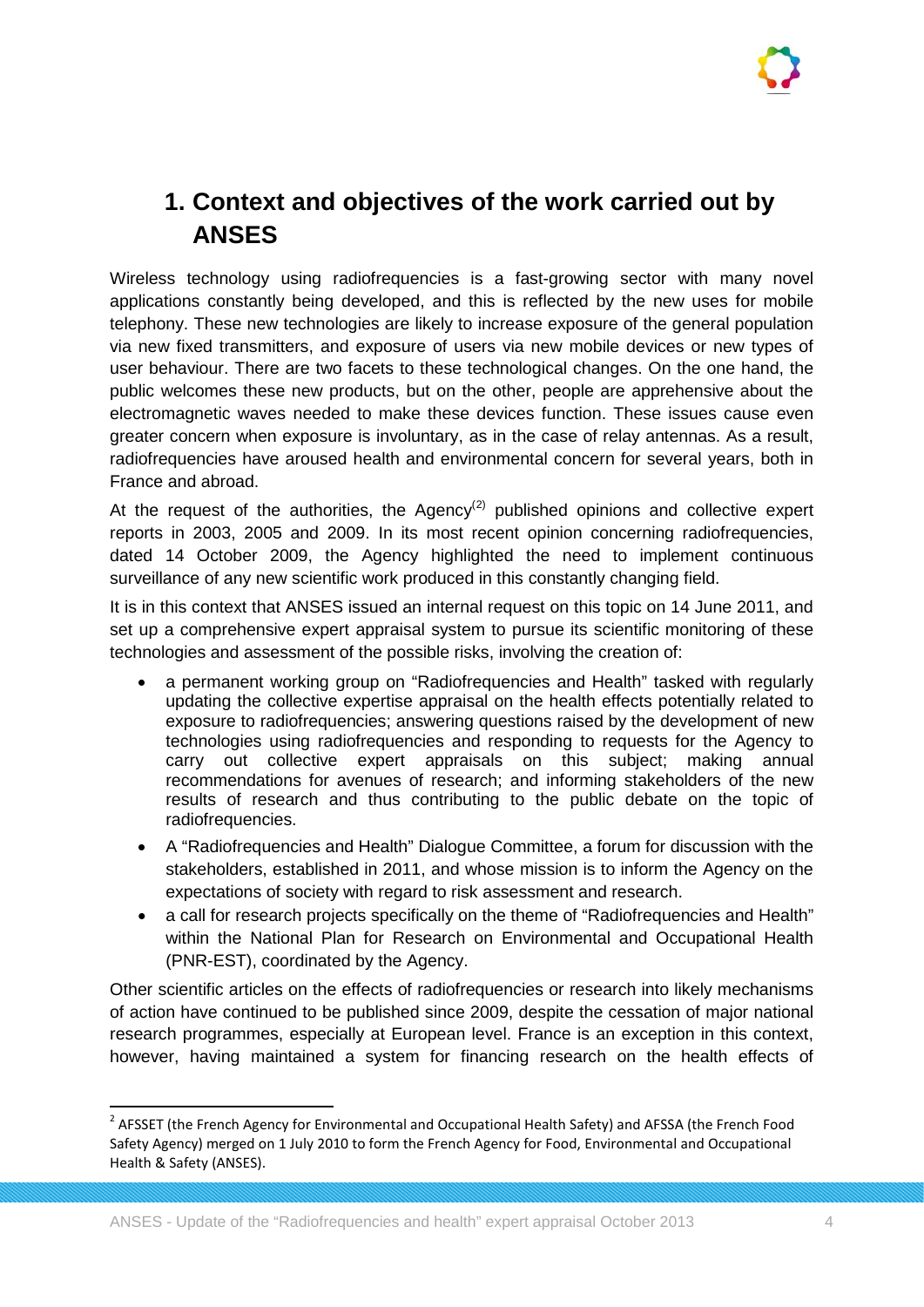# 1. Context and objectives of the work carried out by ANSES

Wireless technology using radiofrequencies is a fast-growing sector with many novel applications constantly being developed, and this is reflected by the new uses for mobile telephony. These new technologies are likely to increase exposure of the general population via new fixed transmitters, and exposure of users via new mobile devices or new types of user behaviour. There are two facets to these technological changes. On the one hand, the public welcomes these new products, but on the other, people are apprehensive about the electromagnetic waves needed to make these devices function. These issues cause even greater concern when exposure is involuntary, as in the case of relay antennas. As a result, radiofrequencies have aroused health and environmental concern for several years, both in France and abroad.

At the request of the authorities, the Agency[2] published opinions and collective expert reports in 2003, 2005 and 2009. In its most recent opinion concerning radiofrequencies, dated 14 October 2009, the Agency highlighted the need to implement continuous surveillance of any new scientific work produced in this constantly changing field.

It is in this context that ANSES issued an internal request on this topic on 14 June 2011, and set up a comprehensive expert appraisal system to pursue its scientific monitoring of these technologies and assessment of the possible risks, involving the creation of:

- a permanent working group on "Radiofrequencies and Health" tasked with regularly updating the collective expertise appraisal on the health effects potentially related to exposure to radiofrequencies; answering questions raised by the development of new technologies using radiofrequencies and responding to requests for the Agency to carry out collective expert appraisals on this subject; making annual recommendations for avenues of research; and informing stakeholders of the new results of research and thus contributing to the public debate on the topic of radiofrequencies.
- A "Radiofrequencies and Health" Dialogue Committee, a forum for discussion with the stakeholders, established in 2011, and whose mission is to inform the Agency on the expectations of society with regard to risk assessment and research.
- a call for research projects specifically on the theme of "Radiofrequencies and Health" within the National Plan for Research on Environmental and Occupational Health (PNR-EST), coordinated by the Agency.

Other scientific articles on the effects of radiofrequencies or research into likely mechanisms of action have continued to be published since 2009, despite the cessation of major national research programmes, especially at European level. France is an exception in this context, however, having maintained a system for financing research on the health effects of

[2] AFSSET (the French Agency for Environmental and Occupational Health Safety) and AFSSA (the French Food Safety Agency) merged on 1 July 2010 to form the French Agency for Food, Environmental and Occupational Health & Safety (ANSES).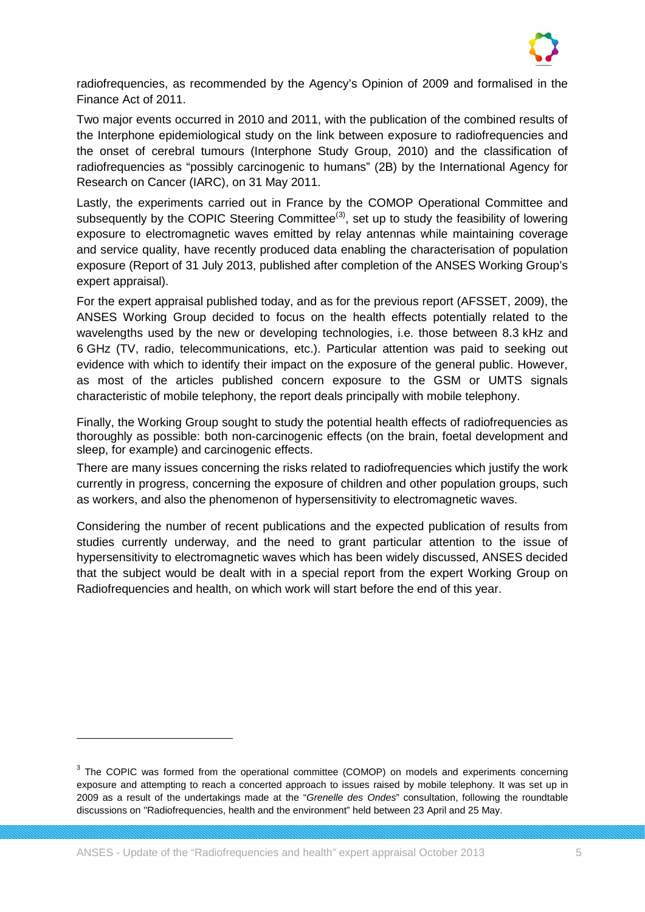radiofrequencies, as recommended by the Agency's Opinion of 2009 and formalised in the Finance Act of 2011.

Two major events occurred in 2010 and 2011, with the publication of the combined results of the Interphone epidemiological study on the link between exposure to radiofrequencies and the onset of cerebral tumours (Interphone Study Group, 2010) and the classification of radiofrequencies as "possibly carcinogenic to humans" (2B) by the International Agency for Research on Cancer (IARC), on 31 May 2011.

Lastly, the experiments carried out in France by the COMOP Operational Committee and subsequently by the COPIC Steering Committee[(3)], set up to study the feasibility of lowering exposure to electromagnetic waves emitted by relay antennas while maintaining coverage and service quality, have recently produced data enabling the characterisation of population exposure (Report of 31 July 2013, published after completion of the ANSES Working Group's expert appraisal).

For the expert appraisal published today, and as for the previous report (AFSSET, 2009), the ANSES Working Group decided to focus on the health effects potentially related to the wavelengths used by the new or developing technologies, i.e. those between 8.3 kHz and 6 GHz (TV, radio, telecommunications, etc.). Particular attention was paid to seeking out evidence with which to identify their impact on the exposure of the general public. However, as most of the articles published concern exposure to the GSM or UMTS signals characteristic of mobile telephony, the report deals principally with mobile telephony.

Finally, the Working Group sought to study the potential health effects of radiofrequencies as thoroughly as possible: both non-carcinogenic effects (on the brain, foetal development and sleep, for example) and carcinogenic effects.

There are many issues concerning the risks related to radiofrequencies which justify the work currently in progress, concerning the exposure of children and other population groups, such as workers, and also the phenomenon of hypersensitivity to electromagnetic waves.

Considering the number of recent publications and the expected publication of results from studies currently underway, and the need to grant particular attention to the issue of hypersensitivity to electromagnetic waves which has been widely discussed, ANSES decided that the subject would be dealt with in a special report from the expert Working Group on Radiofrequencies and health, on which work will start before the end of this year.

---

[3] The COPIC was formed from the operational committee (COMOP) on models and experiments concerning exposure and attempting to reach a concerted approach to issues raised by mobile telephony. It was set up in 2009 as a result of the undertakings made at the "*Grenelle des Ondes*" consultation, following the roundtable discussions on "Radiofrequencies, health and the environment" held between 23 April and 25 May.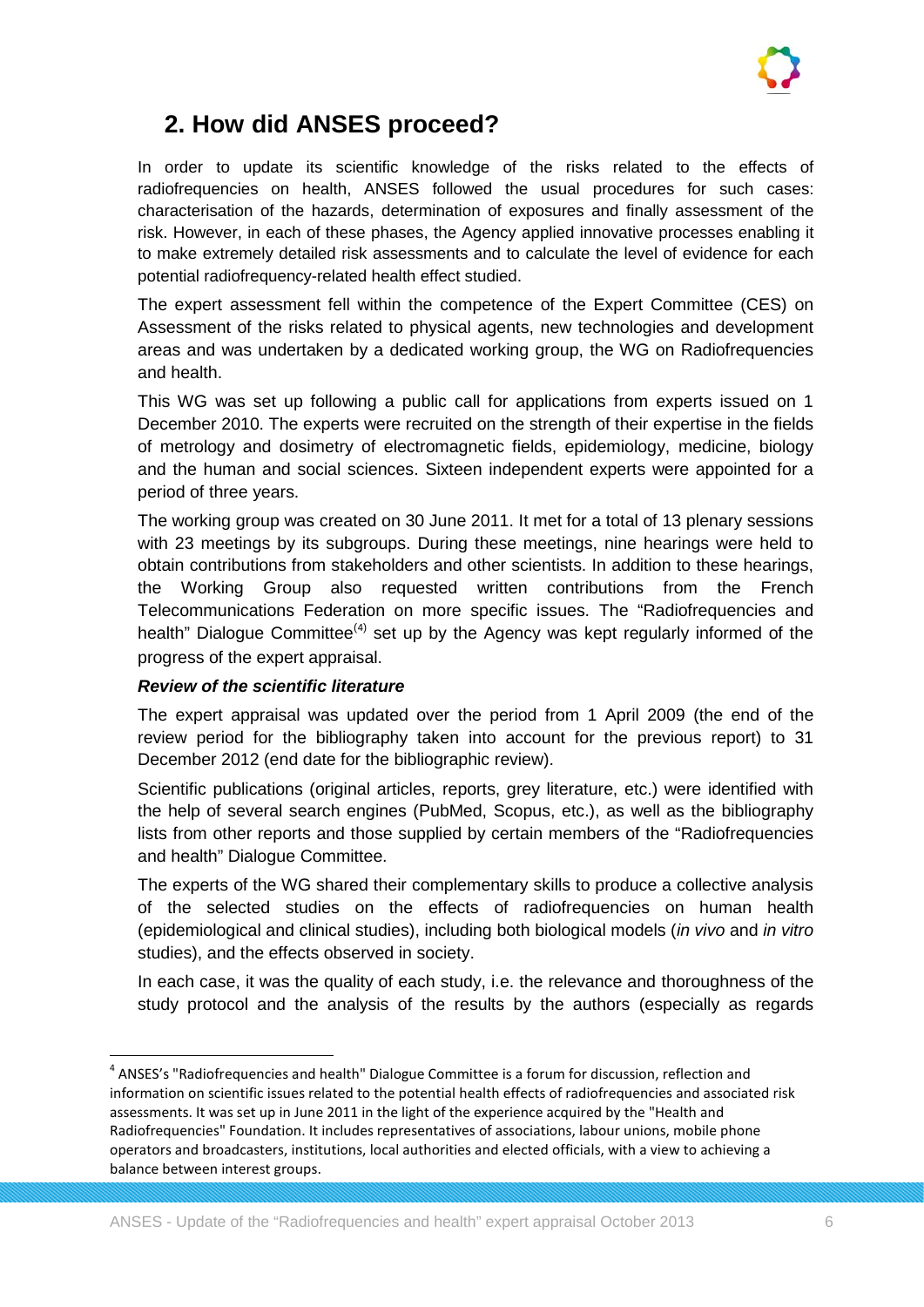## 2. How did ANSES proceed?

In order to update its scientific knowledge of the risks related to the effects of radiofrequencies on health, ANSES followed the usual procedures for such cases: characterisation of the hazards, determination of exposures and finally assessment of the risk. However, in each of these phases, the Agency applied innovative processes enabling it to make extremely detailed risk assessments and to calculate the level of evidence for each potential radiofrequency-related health effect studied.

The expert assessment fell within the competence of the Expert Committee (CES) on Assessment of the risks related to physical agents, new technologies and development areas and was undertaken by a dedicated working group, the WG on Radiofrequencies and health.

This WG was set up following a public call for applications from experts issued on 1 December 2010. The experts were recruited on the strength of their expertise in the fields of metrology and dosimetry of electromagnetic fields, epidemiology, medicine, biology and the human and social sciences. Sixteen independent experts were appointed for a period of three years.

The working group was created on 30 June 2011. It met for a total of 13 plenary sessions with 23 meetings by its subgroups. During these meetings, nine hearings were held to obtain contributions from stakeholders and other scientists. In addition to these hearings, the Working Group also requested written contributions from the French Telecommunications Federation on more specific issues. The "Radiofrequencies and health" Dialogue Committee[4] set up by the Agency was kept regularly informed of the progress of the expert appraisal.

***Review of the scientific literature***

The expert appraisal was updated over the period from 1 April 2009 (the end of the review period for the bibliography taken into account for the previous report) to 31 December 2012 (end date for the bibliographic review).

Scientific publications (original articles, reports, grey literature, etc.) were identified with the help of several search engines (PubMed, Scopus, etc.), as well as the bibliography lists from other reports and those supplied by certain members of the "Radiofrequencies and health" Dialogue Committee.

The experts of the WG shared their complementary skills to produce a collective analysis of the selected studies on the effects of radiofrequencies on human health (epidemiological and clinical studies), including both biological models (*in vivo* and *in vitro* studies), and the effects observed in society.

In each case, it was the quality of each study, i.e. the relevance and thoroughness of the study protocol and the analysis of the results by the authors (especially as regards

[4] ANSES's "Radiofrequencies and health" Dialogue Committee is a forum for discussion, reflection and information on scientific issues related to the potential health effects of radiofrequencies and associated risk assessments. It was set up in June 2011 in the light of the experience acquired by the "Health and Radiofrequencies" Foundation. It includes representatives of associations, labour unions, mobile phone operators and broadcasters, institutions, local authorities and elected officials, with a view to achieving a balance between interest groups.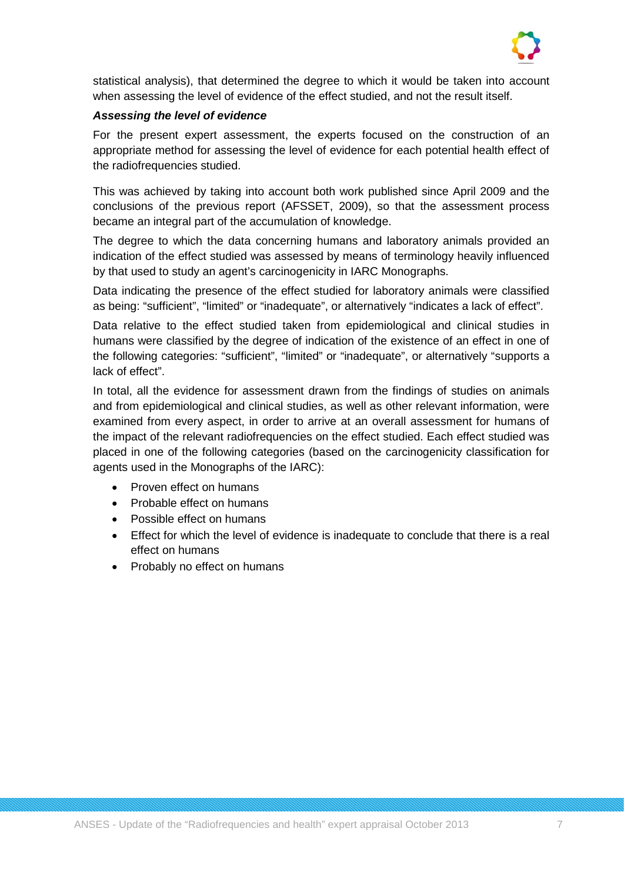statistical analysis), that determined the degree to which it would be taken into account when assessing the level of evidence of the effect studied, and not the result itself.

***Assessing the level of evidence***

For the present expert assessment, the experts focused on the construction of an appropriate method for assessing the level of evidence for each potential health effect of the radiofrequencies studied.

This was achieved by taking into account both work published since April 2009 and the conclusions of the previous report (AFSSET, 2009), so that the assessment process became an integral part of the accumulation of knowledge.

The degree to which the data concerning humans and laboratory animals provided an indication of the effect studied was assessed by means of terminology heavily influenced by that used to study an agent's carcinogenicity in IARC Monographs.

Data indicating the presence of the effect studied for laboratory animals were classified as being: "sufficient", "limited" or "inadequate", or alternatively "indicates a lack of effect".

Data relative to the effect studied taken from epidemiological and clinical studies in humans were classified by the degree of indication of the existence of an effect in one of the following categories: "sufficient", "limited" or "inadequate", or alternatively "supports a lack of effect".

In total, all the evidence for assessment drawn from the findings of studies on animals and from epidemiological and clinical studies, as well as other relevant information, were examined from every aspect, in order to arrive at an overall assessment for humans of the impact of the relevant radiofrequencies on the effect studied. Each effect studied was placed in one of the following categories (based on the carcinogenicity classification for agents used in the Monographs of the IARC):

- Proven effect on humans
- Probable effect on humans
- Possible effect on humans
- Effect for which the level of evidence is inadequate to conclude that there is a real effect on humans
- Probably no effect on humans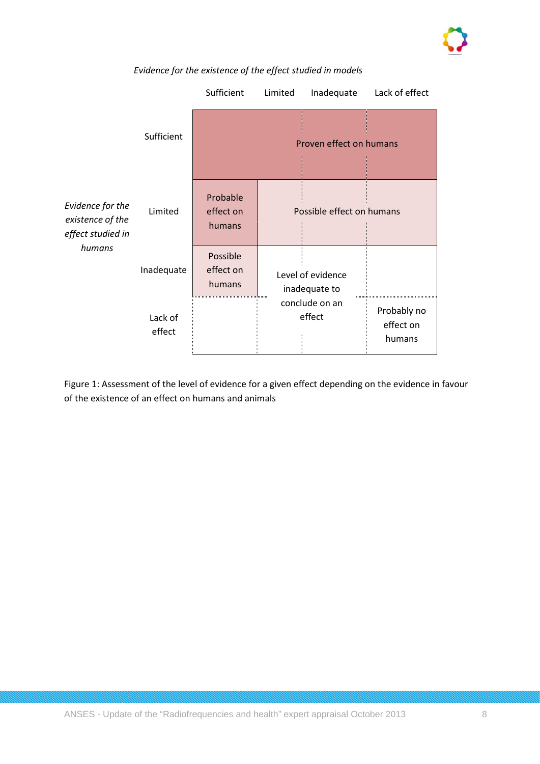*Evidence for the existence of the effect studied in models*

| *Evidence for the existence of the effect studied in humans* | Sufficient | Limited | Inadequate | Lack of effect |
|---|---|---|---|---|
| Sufficient | Proven effect on humans | Proven effect on humans | Proven effect on humans | Proven effect on humans |
| Limited | Probable effect on humans | Possible effect on humans | Possible effect on humans | Possible effect on humans |
| Inadequate | Possible effect on humans | Level of evidence inadequate to conclude on an effect | Level of evidence inadequate to conclude on an effect | |
| Lack of effect | | Level of evidence inadequate to conclude on an effect | Level of evidence inadequate to conclude on an effect | Probably no effect on humans |

Figure 1: Assessment of the level of evidence for a given effect depending on the evidence in favour of the existence of an effect on humans and animals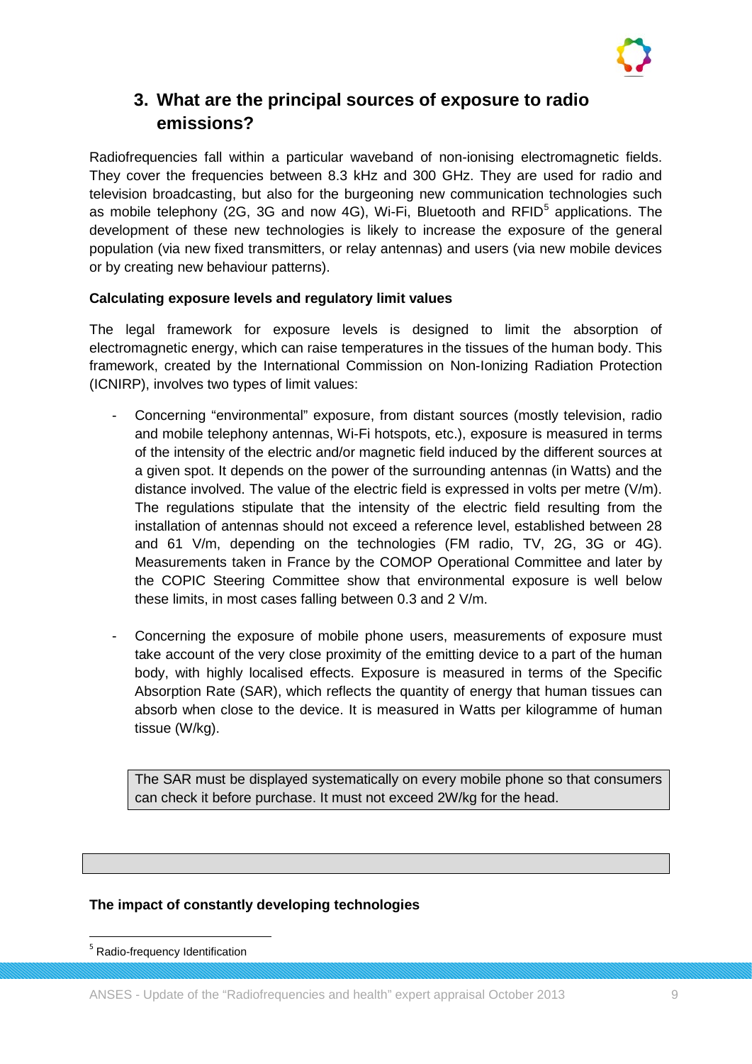## 3. What are the principal sources of exposure to radio emissions?

Radiofrequencies fall within a particular waveband of non-ionising electromagnetic fields. They cover the frequencies between 8.3 kHz and 300 GHz. They are used for radio and television broadcasting, but also for the burgeoning new communication technologies such as mobile telephony (2G, 3G and now 4G), Wi-Fi, Bluetooth and RFID[5] applications. The development of these new technologies is likely to increase the exposure of the general population (via new fixed transmitters, or relay antennas) and users (via new mobile devices or by creating new behaviour patterns).

**Calculating exposure levels and regulatory limit values**

The legal framework for exposure levels is designed to limit the absorption of electromagnetic energy, which can raise temperatures in the tissues of the human body. This framework, created by the International Commission on Non-Ionizing Radiation Protection (ICNIRP), involves two types of limit values:

- Concerning "environmental" exposure, from distant sources (mostly television, radio and mobile telephony antennas, Wi-Fi hotspots, etc.), exposure is measured in terms of the intensity of the electric and/or magnetic field induced by the different sources at a given spot. It depends on the power of the surrounding antennas (in Watts) and the distance involved. The value of the electric field is expressed in volts per metre (V/m). The regulations stipulate that the intensity of the electric field resulting from the installation of antennas should not exceed a reference level, established between 28 and 61 V/m, depending on the technologies (FM radio, TV, 2G, 3G or 4G). Measurements taken in France by the COMOP Operational Committee and later by the COPIC Steering Committee show that environmental exposure is well below these limits, in most cases falling between 0.3 and 2 V/m.

- Concerning the exposure of mobile phone users, measurements of exposure must take account of the very close proximity of the emitting device to a part of the human body, with highly localised effects. Exposure is measured in terms of the Specific Absorption Rate (SAR), which reflects the quantity of energy that human tissues can absorb when close to the device. It is measured in Watts per kilogramme of human tissue (W/kg).

> The SAR must be displayed systematically on every mobile phone so that consumers can check it before purchase. It must not exceed 2W/kg for the head.

**The impact of constantly developing technologies**

[5] Radio-frequency Identification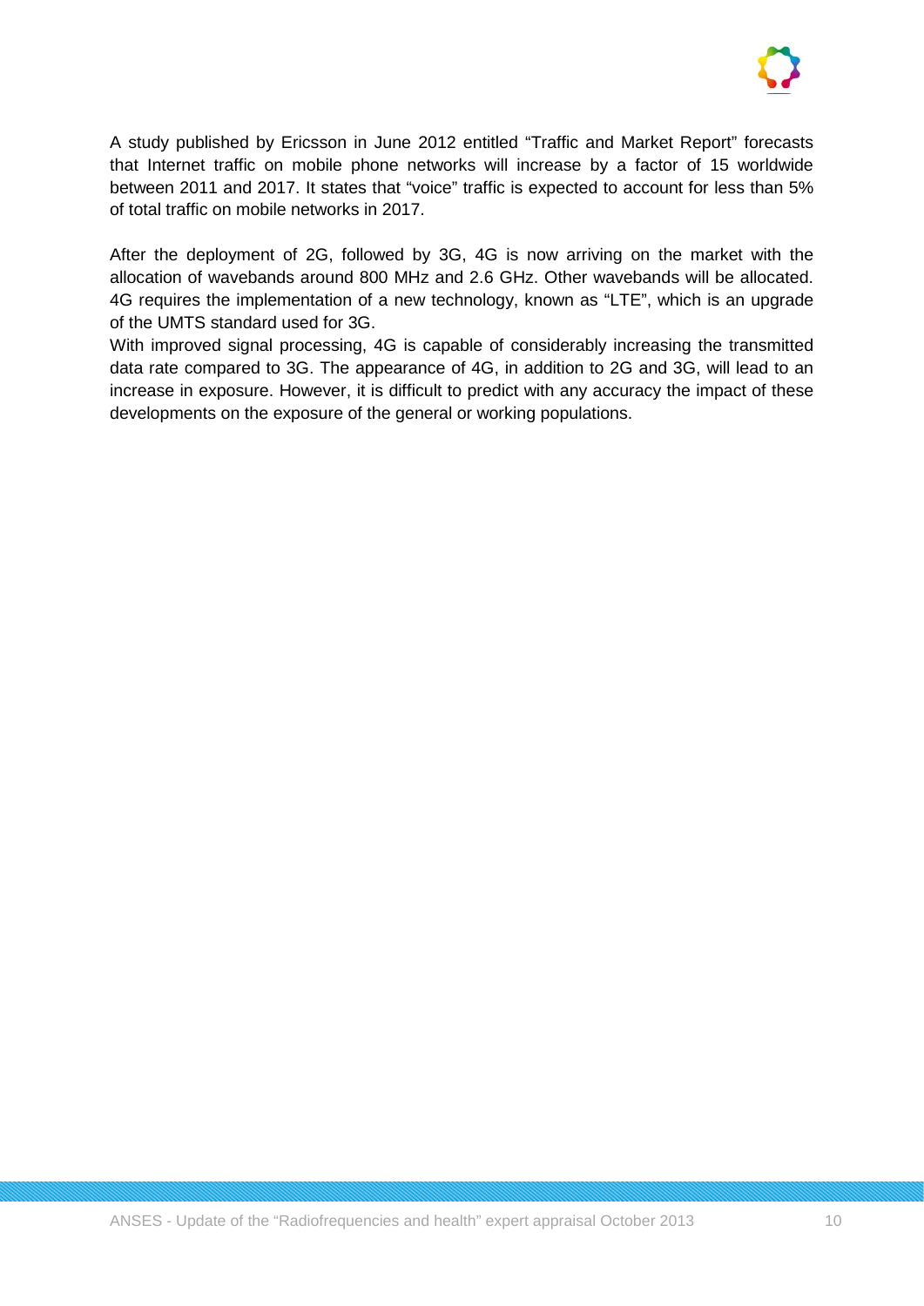A study published by Ericsson in June 2012 entitled “Traffic and Market Report” forecasts that Internet traffic on mobile phone networks will increase by a factor of 15 worldwide between 2011 and 2017. It states that “voice” traffic is expected to account for less than 5% of total traffic on mobile networks in 2017.

After the deployment of 2G, followed by 3G, 4G is now arriving on the market with the allocation of wavebands around 800 MHz and 2.6 GHz. Other wavebands will be allocated. 4G requires the implementation of a new technology, known as “LTE”, which is an upgrade of the UMTS standard used for 3G.
With improved signal processing, 4G is capable of considerably increasing the transmitted data rate compared to 3G. The appearance of 4G, in addition to 2G and 3G, will lead to an increase in exposure. However, it is difficult to predict with any accuracy the impact of these developments on the exposure of the general or working populations.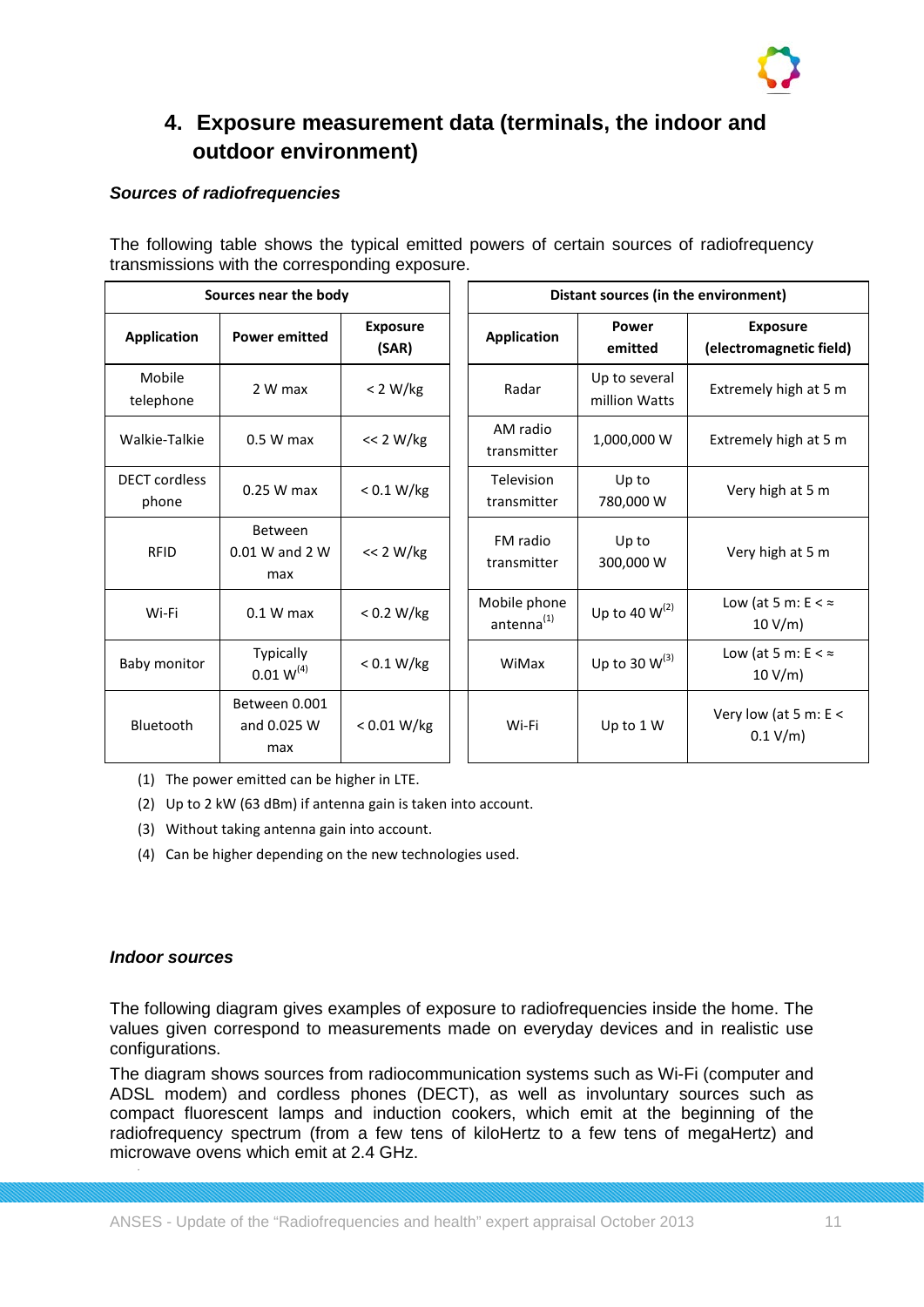## 4. Exposure measurement data (terminals, the indoor and outdoor environment)

### *Sources of radiofrequencies*

The following table shows the typical emitted powers of certain sources of radiofrequency transmissions with the corresponding exposure.

| Sources near the body | | | Distant sources (in the environment) | | |
|---|---|---|---|---|---|
| **Application** | **Power emitted** | **Exposure (SAR)** | **Application** | **Power emitted** | **Exposure (electromagnetic field)** |
| Mobile telephone | 2 W max | < 2 W/kg | Radar | Up to several million Watts | Extremely high at 5 m |
| Walkie-Talkie | 0.5 W max | << 2 W/kg | AM radio transmitter | 1,000,000 W | Extremely high at 5 m |
| DECT cordless phone | 0.25 W max | < 0.1 W/kg | Television transmitter | Up to 780,000 W | Very high at 5 m |
| RFID | Between 0.01 W and 2 W max | << 2 W/kg | FM radio transmitter | Up to 300,000 W | Very high at 5 m |
| Wi-Fi | 0.1 W max | < 0.2 W/kg | Mobile phone antenna[(1)] | Up to 40 W[(2)] | Low (at 5 m: E < ≈ 10 V/m) |
| Baby monitor | Typically 0.01 W[(4)] | < 0.1 W/kg | WiMax | Up to 30 W[(3)] | Low (at 5 m: E < ≈ 10 V/m) |
| Bluetooth | Between 0.001 and 0.025 W max | < 0.01 W/kg | Wi-Fi | Up to 1 W | Very low (at 5 m: E < 0.1 V/m) |

(1) The power emitted can be higher in LTE.

(2) Up to 2 kW (63 dBm) if antenna gain is taken into account.

(3) Without taking antenna gain into account.

(4) Can be higher depending on the new technologies used.

### *Indoor sources*

The following diagram gives examples of exposure to radiofrequencies inside the home. The values given correspond to measurements made on everyday devices and in realistic use configurations.

The diagram shows sources from radiocommunication systems such as Wi-Fi (computer and ADSL modem) and cordless phones (DECT), as well as involuntary sources such as compact fluorescent lamps and induction cookers, which emit at the beginning of the radiofrequency spectrum (from a few tens of kiloHertz to a few tens of megaHertz) and microwave ovens which emit at 2.4 GHz.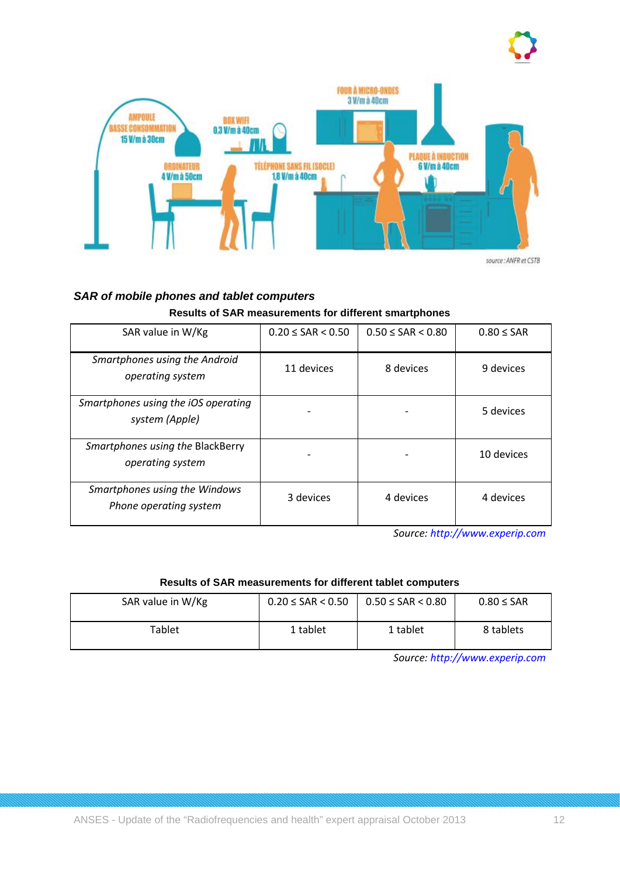source : ANFR et CSTB

### SAR of mobile phones and tablet computers

**Results of SAR measurements for different smartphones**

| SAR value in W/Kg | 0.20 ≤ SAR < 0.50 | 0.50 ≤ SAR < 0.80 | 0.80 ≤ SAR |
|---|---|---|---|
| *Smartphones using the Android operating system* | 11 devices | 8 devices | 9 devices |
| *Smartphones using the iOS operating system (Apple)* | - | - | 5 devices |
| *Smartphones using the* BlackBerry *operating system* | - | - | 10 devices |
| *Smartphones using the Windows Phone operating system* | 3 devices | 4 devices | 4 devices |

*Source: http://www.experip.com*

**Results of SAR measurements for different tablet computers**

| SAR value in W/Kg | 0.20 ≤ SAR < 0.50 | 0.50 ≤ SAR < 0.80 | 0.80 ≤ SAR |
|---|---|---|---|
| Tablet | 1 tablet | 1 tablet | 8 tablets |

*Source: http://www.experip.com*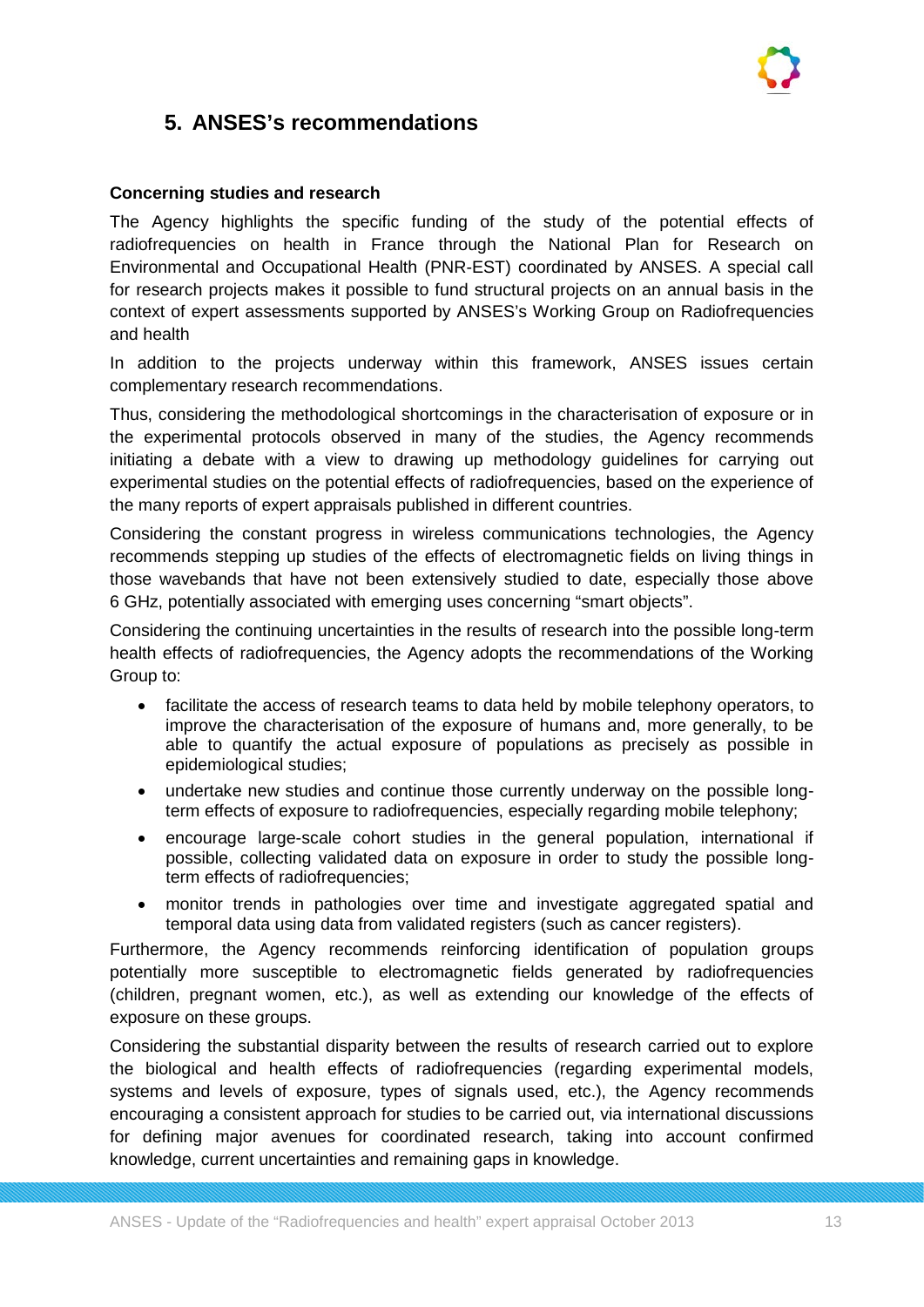## 5. ANSES's recommendations

**Concerning studies and research**

The Agency highlights the specific funding of the study of the potential effects of radiofrequencies on health in France through the National Plan for Research on Environmental and Occupational Health (PNR-EST) coordinated by ANSES. A special call for research projects makes it possible to fund structural projects on an annual basis in the context of expert assessments supported by ANSES's Working Group on Radiofrequencies and health

In addition to the projects underway within this framework, ANSES issues certain complementary research recommendations.

Thus, considering the methodological shortcomings in the characterisation of exposure or in the experimental protocols observed in many of the studies, the Agency recommends initiating a debate with a view to drawing up methodology guidelines for carrying out experimental studies on the potential effects of radiofrequencies, based on the experience of the many reports of expert appraisals published in different countries.

Considering the constant progress in wireless communications technologies, the Agency recommends stepping up studies of the effects of electromagnetic fields on living things in those wavebands that have not been extensively studied to date, especially those above 6 GHz, potentially associated with emerging uses concerning "smart objects".

Considering the continuing uncertainties in the results of research into the possible long-term health effects of radiofrequencies, the Agency adopts the recommendations of the Working Group to:

- facilitate the access of research teams to data held by mobile telephony operators, to improve the characterisation of the exposure of humans and, more generally, to be able to quantify the actual exposure of populations as precisely as possible in epidemiological studies;
- undertake new studies and continue those currently underway on the possible long-term effects of exposure to radiofrequencies, especially regarding mobile telephony;
- encourage large-scale cohort studies in the general population, international if possible, collecting validated data on exposure in order to study the possible long-term effects of radiofrequencies;
- monitor trends in pathologies over time and investigate aggregated spatial and temporal data using data from validated registers (such as cancer registers).

Furthermore, the Agency recommends reinforcing identification of population groups potentially more susceptible to electromagnetic fields generated by radiofrequencies (children, pregnant women, etc.), as well as extending our knowledge of the effects of exposure on these groups.

Considering the substantial disparity between the results of research carried out to explore the biological and health effects of radiofrequencies (regarding experimental models, systems and levels of exposure, types of signals used, etc.), the Agency recommends encouraging a consistent approach for studies to be carried out, via international discussions for defining major avenues for coordinated research, taking into account confirmed knowledge, current uncertainties and remaining gaps in knowledge.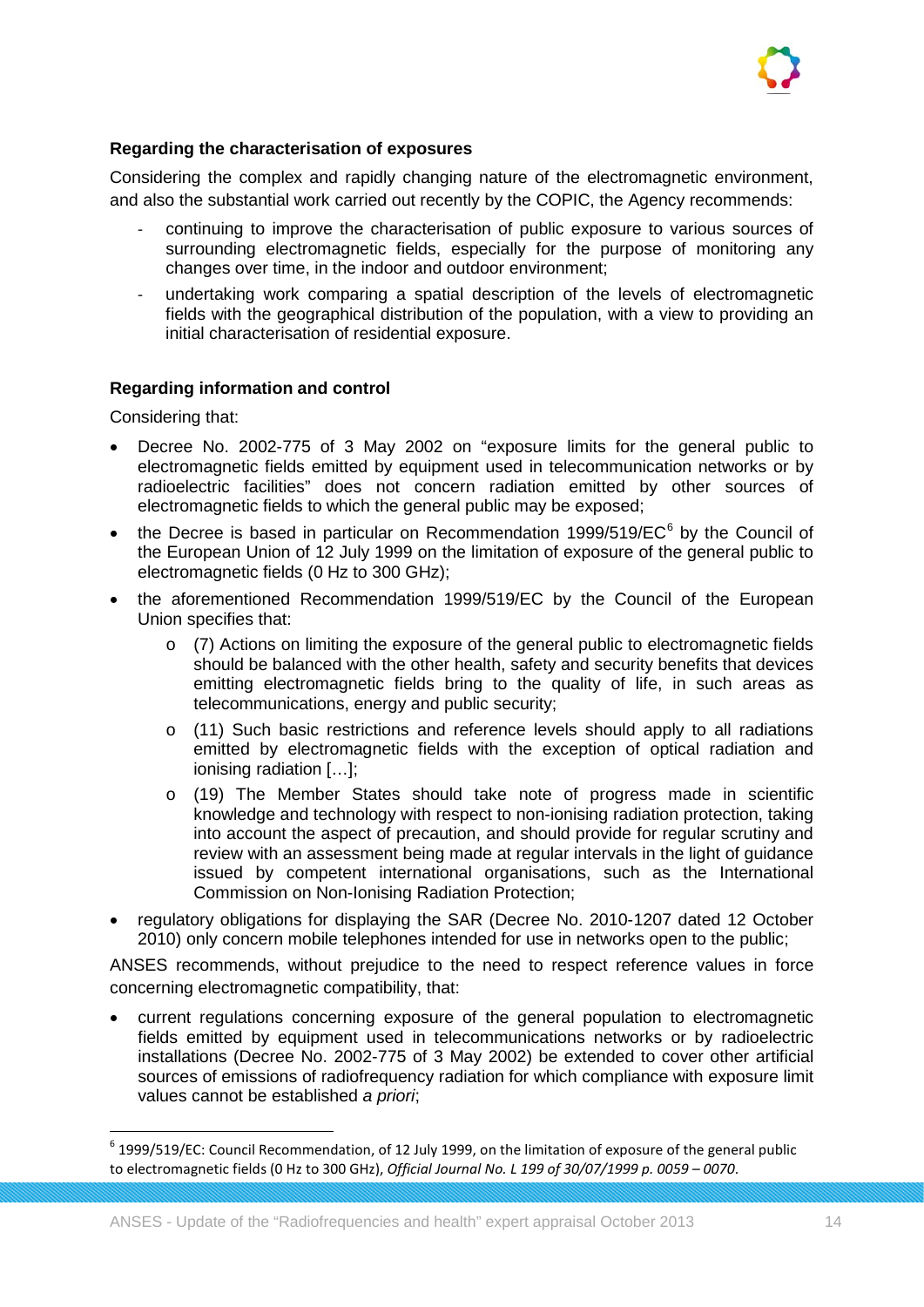**Regarding the characterisation of exposures**

Considering the complex and rapidly changing nature of the electromagnetic environment, and also the substantial work carried out recently by the COPIC, the Agency recommends:

- continuing to improve the characterisation of public exposure to various sources of surrounding electromagnetic fields, especially for the purpose of monitoring any changes over time, in the indoor and outdoor environment;
- undertaking work comparing a spatial description of the levels of electromagnetic fields with the geographical distribution of the population, with a view to providing an initial characterisation of residential exposure.

**Regarding information and control**

Considering that:

- Decree No. 2002-775 of 3 May 2002 on "exposure limits for the general public to electromagnetic fields emitted by equipment used in telecommunication networks or by radioelectric facilities" does not concern radiation emitted by other sources of electromagnetic fields to which the general public may be exposed;
- the Decree is based in particular on Recommendation 1999/519/EC[6] by the Council of the European Union of 12 July 1999 on the limitation of exposure of the general public to electromagnetic fields (0 Hz to 300 GHz);
- the aforementioned Recommendation 1999/519/EC by the Council of the European Union specifies that:
    - (7) Actions on limiting the exposure of the general public to electromagnetic fields should be balanced with the other health, safety and security benefits that devices emitting electromagnetic fields bring to the quality of life, in such areas as telecommunications, energy and public security;
    - (11) Such basic restrictions and reference levels should apply to all radiations emitted by electromagnetic fields with the exception of optical radiation and ionising radiation […];
    - (19) The Member States should take note of progress made in scientific knowledge and technology with respect to non-ionising radiation protection, taking into account the aspect of precaution, and should provide for regular scrutiny and review with an assessment being made at regular intervals in the light of guidance issued by competent international organisations, such as the International Commission on Non-Ionising Radiation Protection;
- regulatory obligations for displaying the SAR (Decree No. 2010-1207 dated 12 October 2010) only concern mobile telephones intended for use in networks open to the public;

ANSES recommends, without prejudice to the need to respect reference values in force concerning electromagnetic compatibility, that:

- current regulations concerning exposure of the general population to electromagnetic fields emitted by equipment used in telecommunications networks or by radioelectric installations (Decree No. 2002-775 of 3 May 2002) be extended to cover other artificial sources of emissions of radiofrequency radiation for which compliance with exposure limit values cannot be established *a priori*;

[6] 1999/519/EC: Council Recommendation, of 12 July 1999, on the limitation of exposure of the general public to electromagnetic fields (0 Hz to 300 GHz), *Official Journal No. L 199 of 30/07/1999 p. 0059 – 0070*.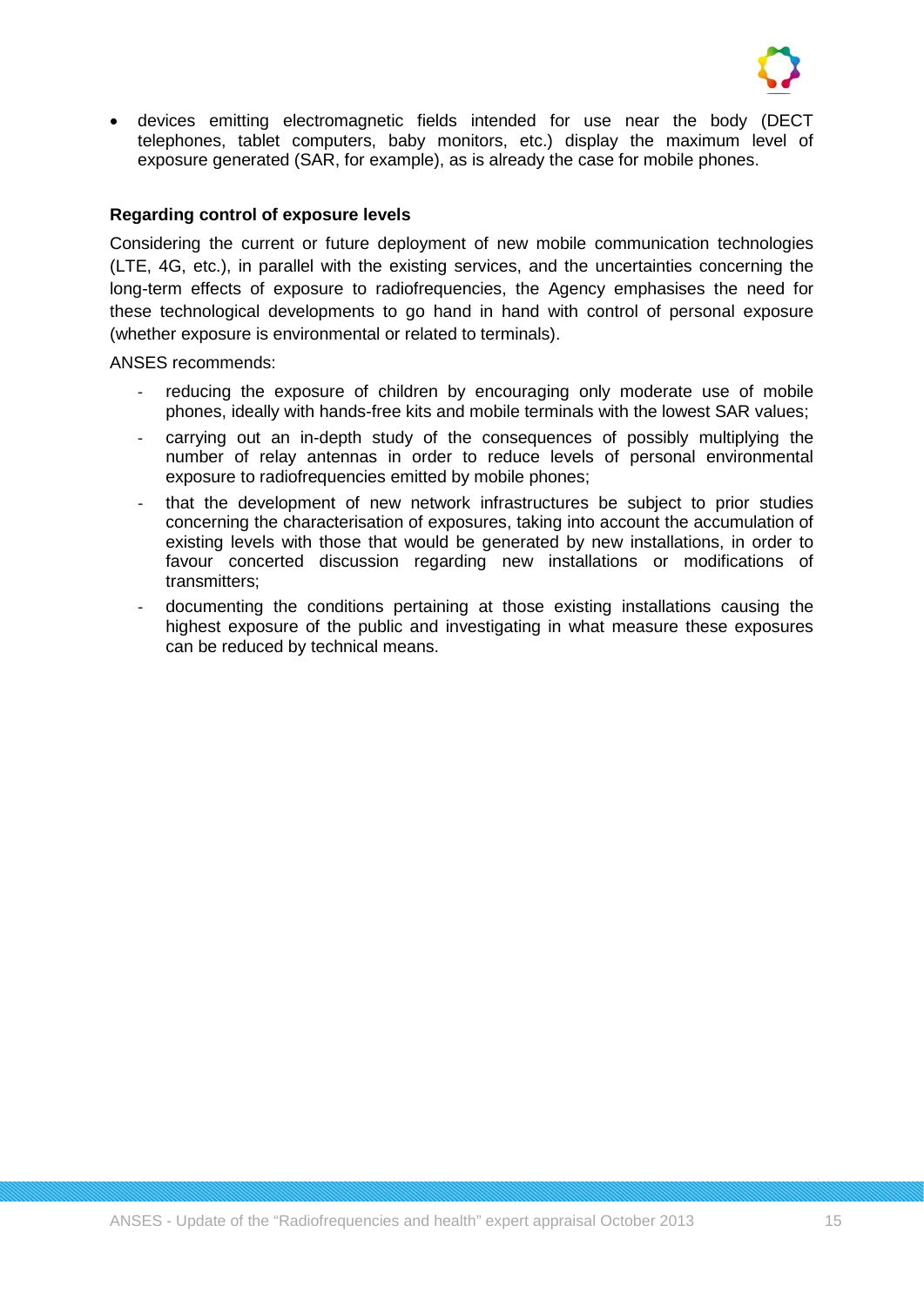- devices emitting electromagnetic fields intended for use near the body (DECT telephones, tablet computers, baby monitors, etc.) display the maximum level of exposure generated (SAR, for example), as is already the case for mobile phones.

**Regarding control of exposure levels**

Considering the current or future deployment of new mobile communication technologies (LTE, 4G, etc.), in parallel with the existing services, and the uncertainties concerning the long-term effects of exposure to radiofrequencies, the Agency emphasises the need for these technological developments to go hand in hand with control of personal exposure (whether exposure is environmental or related to terminals).

ANSES recommends:

- reducing the exposure of children by encouraging only moderate use of mobile phones, ideally with hands-free kits and mobile terminals with the lowest SAR values;
- carrying out an in-depth study of the consequences of possibly multiplying the number of relay antennas in order to reduce levels of personal environmental exposure to radiofrequencies emitted by mobile phones;
- that the development of new network infrastructures be subject to prior studies concerning the characterisation of exposures, taking into account the accumulation of existing levels with those that would be generated by new installations, in order to favour concerted discussion regarding new installations or modifications of transmitters;
- documenting the conditions pertaining at those existing installations causing the highest exposure of the public and investigating in what measure these exposures can be reduced by technical means.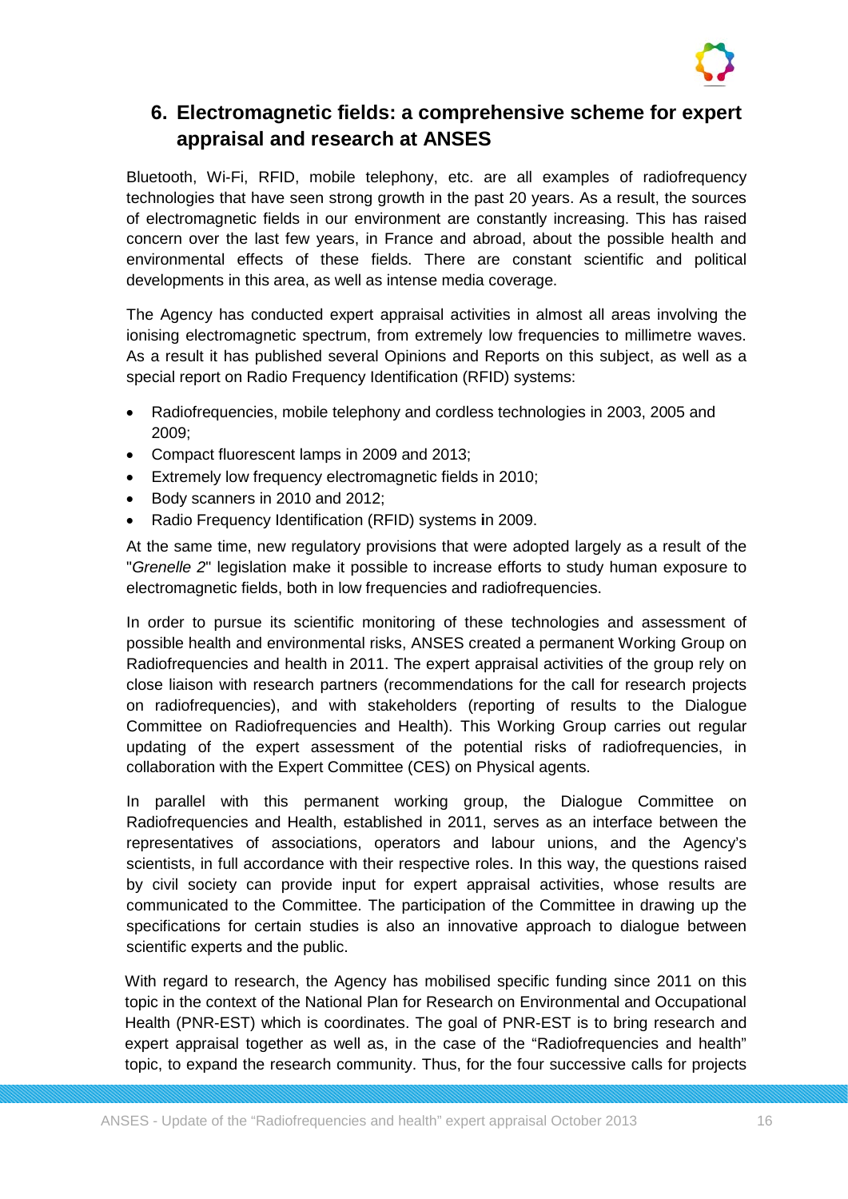## 6. Electromagnetic fields: a comprehensive scheme for expert appraisal and research at ANSES

Bluetooth, Wi-Fi, RFID, mobile telephony, etc. are all examples of radiofrequency technologies that have seen strong growth in the past 20 years. As a result, the sources of electromagnetic fields in our environment are constantly increasing. This has raised concern over the last few years, in France and abroad, about the possible health and environmental effects of these fields. There are constant scientific and political developments in this area, as well as intense media coverage.

The Agency has conducted expert appraisal activities in almost all areas involving the ionising electromagnetic spectrum, from extremely low frequencies to millimetre waves. As a result it has published several Opinions and Reports on this subject, as well as a special report on Radio Frequency Identification (RFID) systems:

- Radiofrequencies, mobile telephony and cordless technologies in 2003, 2005 and 2009;
- Compact fluorescent lamps in 2009 and 2013;
- Extremely low frequency electromagnetic fields in 2010;
- Body scanners in 2010 and 2012;
- Radio Frequency Identification (RFID) systems in 2009.

At the same time, new regulatory provisions that were adopted largely as a result of the "*Grenelle 2*" legislation make it possible to increase efforts to study human exposure to electromagnetic fields, both in low frequencies and radiofrequencies.

In order to pursue its scientific monitoring of these technologies and assessment of possible health and environmental risks, ANSES created a permanent Working Group on Radiofrequencies and health in 2011. The expert appraisal activities of the group rely on close liaison with research partners (recommendations for the call for research projects on radiofrequencies), and with stakeholders (reporting of results to the Dialogue Committee on Radiofrequencies and Health). This Working Group carries out regular updating of the expert assessment of the potential risks of radiofrequencies, in collaboration with the Expert Committee (CES) on Physical agents.

In parallel with this permanent working group, the Dialogue Committee on Radiofrequencies and Health, established in 2011, serves as an interface between the representatives of associations, operators and labour unions, and the Agency's scientists, in full accordance with their respective roles. In this way, the questions raised by civil society can provide input for expert appraisal activities, whose results are communicated to the Committee. The participation of the Committee in drawing up the specifications for certain studies is also an innovative approach to dialogue between scientific experts and the public.

With regard to research, the Agency has mobilised specific funding since 2011 on this topic in the context of the National Plan for Research on Environmental and Occupational Health (PNR-EST) which is coordinates. The goal of PNR-EST is to bring research and expert appraisal together as well as, in the case of the "Radiofrequencies and health" topic, to expand the research community. Thus, for the four successive calls for projects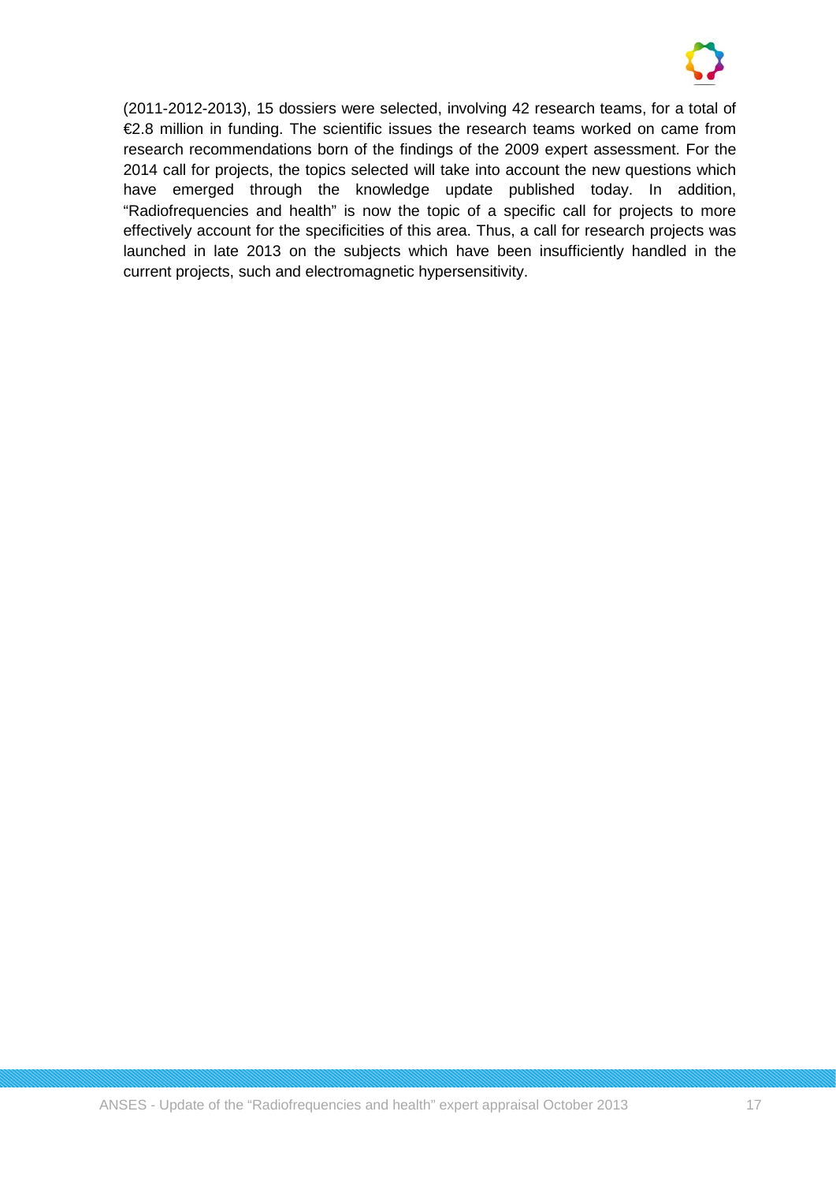(2011-2012-2013), 15 dossiers were selected, involving 42 research teams, for a total of €2.8 million in funding. The scientific issues the research teams worked on came from research recommendations born of the findings of the 2009 expert assessment. For the 2014 call for projects, the topics selected will take into account the new questions which have emerged through the knowledge update published today. In addition, "Radiofrequencies and health" is now the topic of a specific call for projects to more effectively account for the specificities of this area. Thus, a call for research projects was launched in late 2013 on the subjects which have been insufficiently handled in the current projects, such and electromagnetic hypersensitivity.